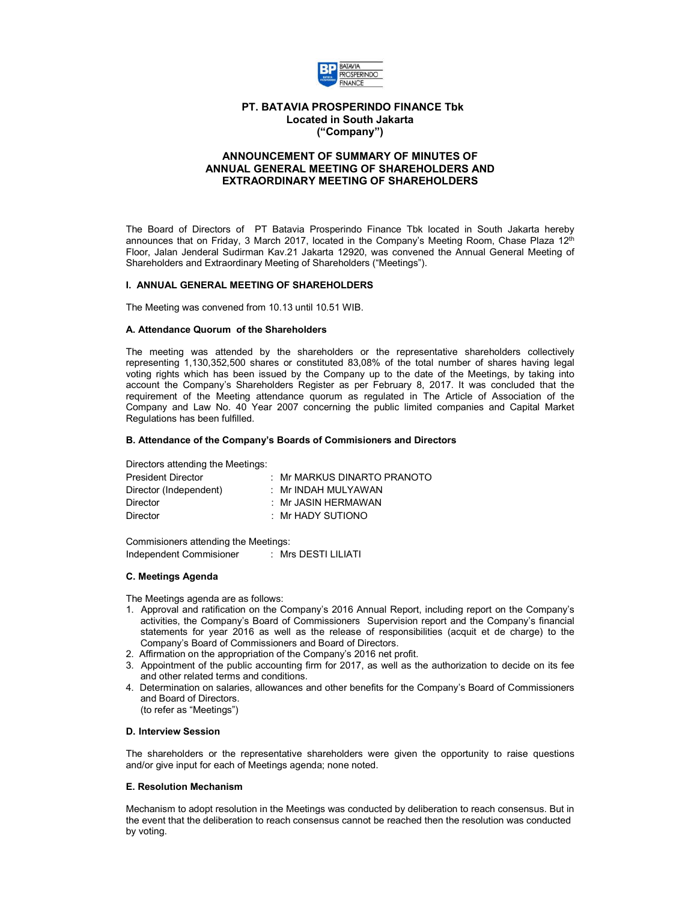**PT. BATAVIA PROSPERINDO FINANCE Tbk**
**Located in South Jakarta**
**("Company")**

# ANNOUNCEMENT OF SUMMARY OF MINUTES OF ANNUAL GENERAL MEETING OF SHAREHOLDERS AND EXTRAORDINARY MEETING OF SHAREHOLDERS

The Board of Directors of PT Batavia Prosperindo Finance Tbk located in South Jakarta hereby announces that on Friday, 3 March 2017, located in the Company's Meeting Room, Chase Plaza 12th Floor, Jalan Jenderal Sudirman Kav.21 Jakarta 12920, was convened the Annual General Meeting of Shareholders and Extraordinary Meeting of Shareholders ("Meetings").

## I. ANNUAL GENERAL MEETING OF SHAREHOLDERS

The Meeting was convened from 10.13 until 10.51 WIB.

### A. Attendance Quorum of the Shareholders

The meeting was attended by the shareholders or the representative shareholders collectively representing 1,130,352,500 shares or constituted 83,08% of the total number of shares having legal voting rights which has been issued by the Company up to the date of the Meetings, by taking into account the Company's Shareholders Register as per February 8, 2017. It was concluded that the requirement of the Meeting attendance quorum as regulated in The Article of Association of the Company and Law No. 40 Year 2007 concerning the public limited companies and Capital Market Regulations has been fulfilled.

### B. Attendance of the Company's Boards of Commisioners and Directors

Directors attending the Meetings:

| | |
|---|---|
| President Director | : Mr MARKUS DINARTO PRANOTO |
| Director (Independent) | : Mr INDAH MULYAWAN |
| Director | : Mr JASIN HERMAWAN |
| Director | : Mr HADY SUTIONO |

Commisioners attending the Meetings:

| | |
|---|---|
| Independent Commisioner | : Mrs DESTI LILIATI |

### C. Meetings Agenda

The Meetings agenda are as follows:

1. Approval and ratification on the Company's 2016 Annual Report, including report on the Company's activities, the Company's Board of Commissioners Supervision report and the Company's financial statements for year 2016 as well as the release of responsibilities (acquit et de charge) to the Company's Board of Commissioners and Board of Directors.
2. Affirmation on the appropriation of the Company's 2016 net profit.
3. Appointment of the public accounting firm for 2017, as well as the authorization to decide on its fee and other related terms and conditions.
4. Determination on salaries, allowances and other benefits for the Company's Board of Commissioners and Board of Directors.
   (to refer as "Meetings")

### D. Interview Session

The shareholders or the representative shareholders were given the opportunity to raise questions and/or give input for each of Meetings agenda; none noted.

### E. Resolution Mechanism

Mechanism to adopt resolution in the Meetings was conducted by deliberation to reach consensus. But in the event that the deliberation to reach consensus cannot be reached then the resolution was conducted by voting.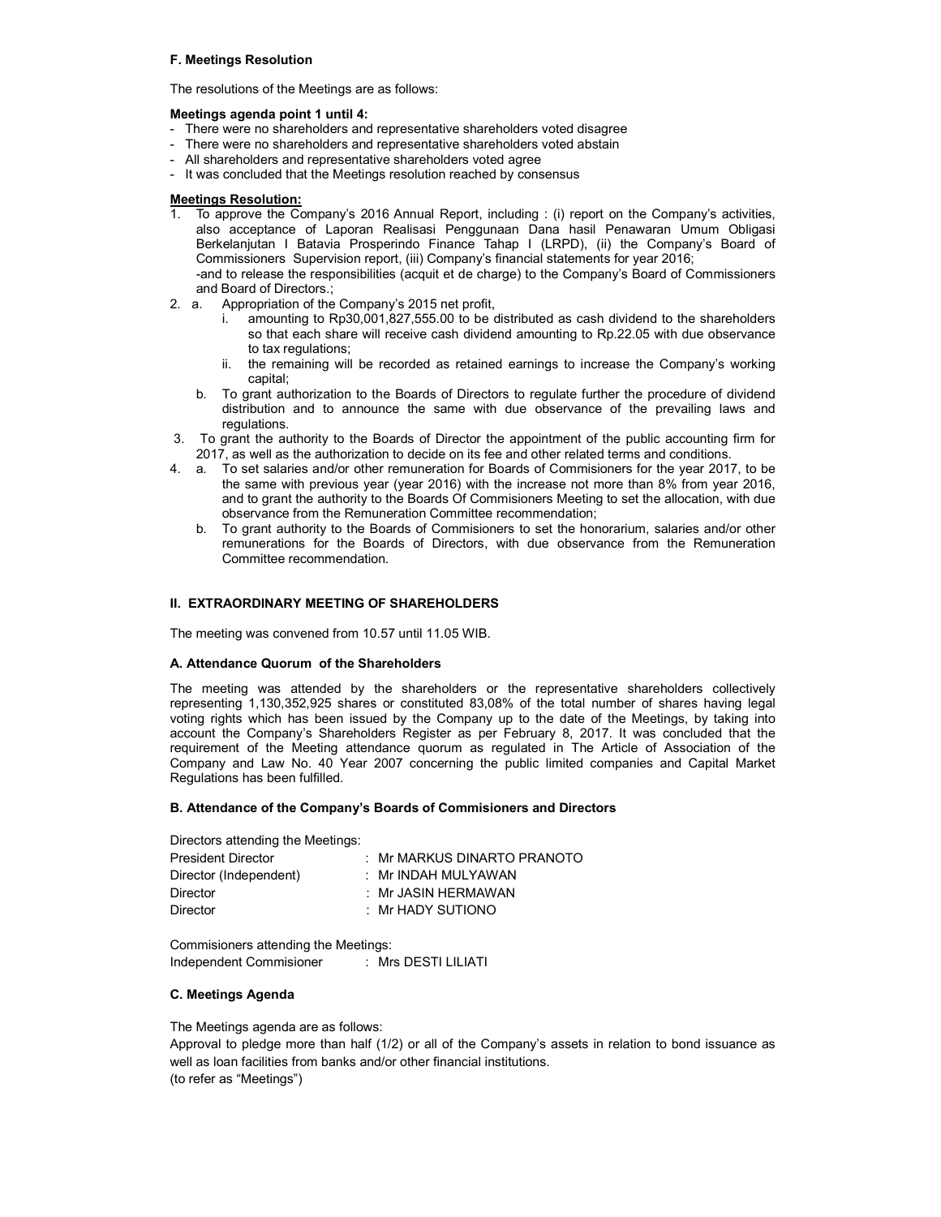### F. Meetings Resolution

The resolutions of the Meetings are as follows:

**Meetings agenda point 1 until 4:**

- There were no shareholders and representative shareholders voted disagree
- There were no shareholders and representative shareholders voted abstain
- All shareholders and representative shareholders voted agree
- It was concluded that the Meetings resolution reached by consensus

**Meetings Resolution:**

1. To approve the Company's 2016 Annual Report, including : (i) report on the Company's activities, also acceptance of Laporan Realisasi Penggunaan Dana hasil Penawaran Umum Obligasi Berkelanjutan I Batavia Prosperindo Finance Tahap I (LRPD), (ii) the Company's Board of Commissioners Supervision report, (iii) Company's financial statements for year 2016;
   -and to release the responsibilities (acquit et de charge) to the Company's Board of Commissioners and Board of Directors.;
2. a. Appropriation of the Company's 2015 net profit,
      i. amounting to Rp30,001,827,555.00 to be distributed as cash dividend to the shareholders so that each share will receive cash dividend amounting to Rp.22.05 with due observance to tax regulations;
      ii. the remaining will be recorded as retained earnings to increase the Company's working capital;
   b. To grant authorization to the Boards of Directors to regulate further the procedure of dividend distribution and to announce the same with due observance of the prevailing laws and regulations.
3. To grant the authority to the Boards of Director the appointment of the public accounting firm for 2017, as well as the authorization to decide on its fee and other related terms and conditions.
4. a. To set salaries and/or other remuneration for Boards of Commisioners for the year 2017, to be the same with previous year (year 2016) with the increase not more than 8% from year 2016, and to grant the authority to the Boards Of Commisioners Meeting to set the allocation, with due observance from the Remuneration Committee recommendation;
   b. To grant authority to the Boards of Commisioners to set the honorarium, salaries and/or other remunerations for the Boards of Directors, with due observance from the Remuneration Committee recommendation.

## II. EXTRAORDINARY MEETING OF SHAREHOLDERS

The meeting was convened from 10.57 until 11.05 WIB.

### A. Attendance Quorum of the Shareholders

The meeting was attended by the shareholders or the representative shareholders collectively representing 1,130,352,925 shares or constituted 83,08% of the total number of shares having legal voting rights which has been issued by the Company up to the date of the Meetings, by taking into account the Company's Shareholders Register as per February 8, 2017. It was concluded that the requirement of the Meeting attendance quorum as regulated in The Article of Association of the Company and Law No. 40 Year 2007 concerning the public limited companies and Capital Market Regulations has been fulfilled.

### B. Attendance of the Company's Boards of Commisioners and Directors

Directors attending the Meetings:

President Director : Mr MARKUS DINARTO PRANOTO
Director (Independent) : Mr INDAH MULYAWAN
Director : Mr JASIN HERMAWAN
Director : Mr HADY SUTIONO

Commisioners attending the Meetings:

Independent Commisioner : Mrs DESTI LILIATI

### C. Meetings Agenda

The Meetings agenda are as follows:

Approval to pledge more than half (1/2) or all of the Company's assets in relation to bond issuance as well as loan facilities from banks and/or other financial institutions.

(to refer as "Meetings")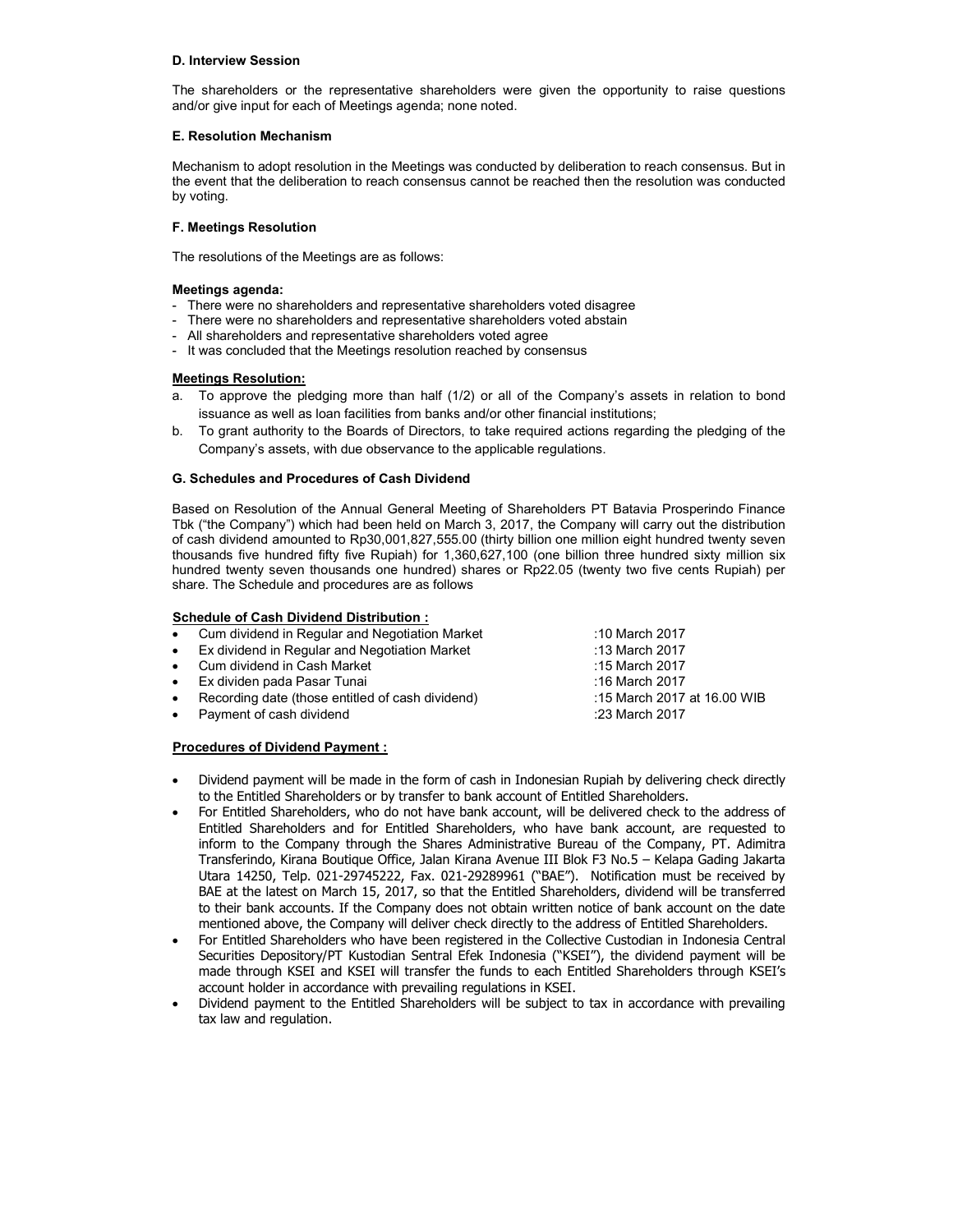**D. Interview Session**

The shareholders or the representative shareholders were given the opportunity to raise questions and/or give input for each of Meetings agenda; none noted.

**E. Resolution Mechanism**

Mechanism to adopt resolution in the Meetings was conducted by deliberation to reach consensus. But in the event that the deliberation to reach consensus cannot be reached then the resolution was conducted by voting.

**F. Meetings Resolution**

The resolutions of the Meetings are as follows:

**Meetings agenda:**

- There were no shareholders and representative shareholders voted disagree
- There were no shareholders and representative shareholders voted abstain
- All shareholders and representative shareholders voted agree
- It was concluded that the Meetings resolution reached by consensus

**Meetings Resolution:**

a. To approve the pledging more than half (1/2) or all of the Company's assets in relation to bond issuance as well as loan facilities from banks and/or other financial institutions;
b. To grant authority to the Boards of Directors, to take required actions regarding the pledging of the Company's assets, with due observance to the applicable regulations.

**G. Schedules and Procedures of Cash Dividend**

Based on Resolution of the Annual General Meeting of Shareholders PT Batavia Prosperindo Finance Tbk ("the Company") which had been held on March 3, 2017, the Company will carry out the distribution of cash dividend amounted to Rp30,001,827,555.00 (thirty billion one million eight hundred twenty seven thousands five hundred fifty five Rupiah) for 1,360,627,100 (one billion three hundred sixty million six hundred twenty seven thousands one hundred) shares or Rp22.05 (twenty two five cents Rupiah) per share. The Schedule and procedures are as follows

**Schedule of Cash Dividend Distribution :**

- Cum dividend in Regular and Negotiation Market :10 March 2017
- Ex dividend in Regular and Negotiation Market :13 March 2017
- Cum dividend in Cash Market :15 March 2017
- Ex dividen pada Pasar Tunai :16 March 2017
- Recording date (those entitled of cash dividend) :15 March 2017 at 16.00 WIB
- Payment of cash dividend :23 March 2017

**Procedures of Dividend Payment :**

- Dividend payment will be made in the form of cash in Indonesian Rupiah by delivering check directly to the Entitled Shareholders or by transfer to bank account of Entitled Shareholders.
- For Entitled Shareholders, who do not have bank account, will be delivered check to the address of Entitled Shareholders and for Entitled Shareholders, who have bank account, are requested to inform to the Company through the Shares Administrative Bureau of the Company, PT. Adimitra Transferindo, Kirana Boutique Office, Jalan Kirana Avenue III Blok F3 No.5 – Kelapa Gading Jakarta Utara 14250, Telp. 021-29745222, Fax. 021-29289961 ("BAE"). Notification must be received by BAE at the latest on March 15, 2017, so that the Entitled Shareholders, dividend will be transferred to their bank accounts. If the Company does not obtain written notice of bank account on the date mentioned above, the Company will deliver check directly to the address of Entitled Shareholders.
- For Entitled Shareholders who have been registered in the Collective Custodian in Indonesia Central Securities Depository/PT Kustodian Sentral Efek Indonesia ("KSEI"), the dividend payment will be made through KSEI and KSEI will transfer the funds to each Entitled Shareholders through KSEI's account holder in accordance with prevailing regulations in KSEI.
- Dividend payment to the Entitled Shareholders will be subject to tax in accordance with prevailing tax law and regulation.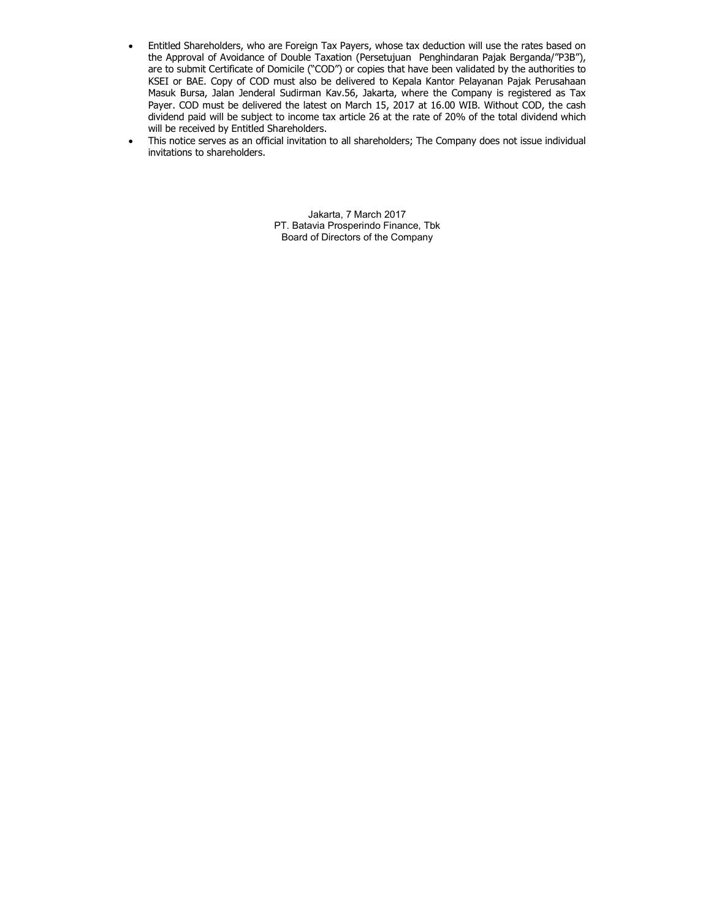- Entitled Shareholders, who are Foreign Tax Payers, whose tax deduction will use the rates based on the Approval of Avoidance of Double Taxation (Persetujuan Penghindaran Pajak Berganda/"P3B"), are to submit Certificate of Domicile ("COD") or copies that have been validated by the authorities to KSEI or BAE. Copy of COD must also be delivered to Kepala Kantor Pelayanan Pajak Perusahaan Masuk Bursa, Jalan Jenderal Sudirman Kav.56, Jakarta, where the Company is registered as Tax Payer. COD must be delivered the latest on March 15, 2017 at 16.00 WIB. Without COD, the cash dividend paid will be subject to income tax article 26 at the rate of 20% of the total dividend which will be received by Entitled Shareholders.
- This notice serves as an official invitation to all shareholders; The Company does not issue individual invitations to shareholders.

Jakarta, 7 March 2017
PT. Batavia Prosperindo Finance, Tbk
Board of Directors of the Company